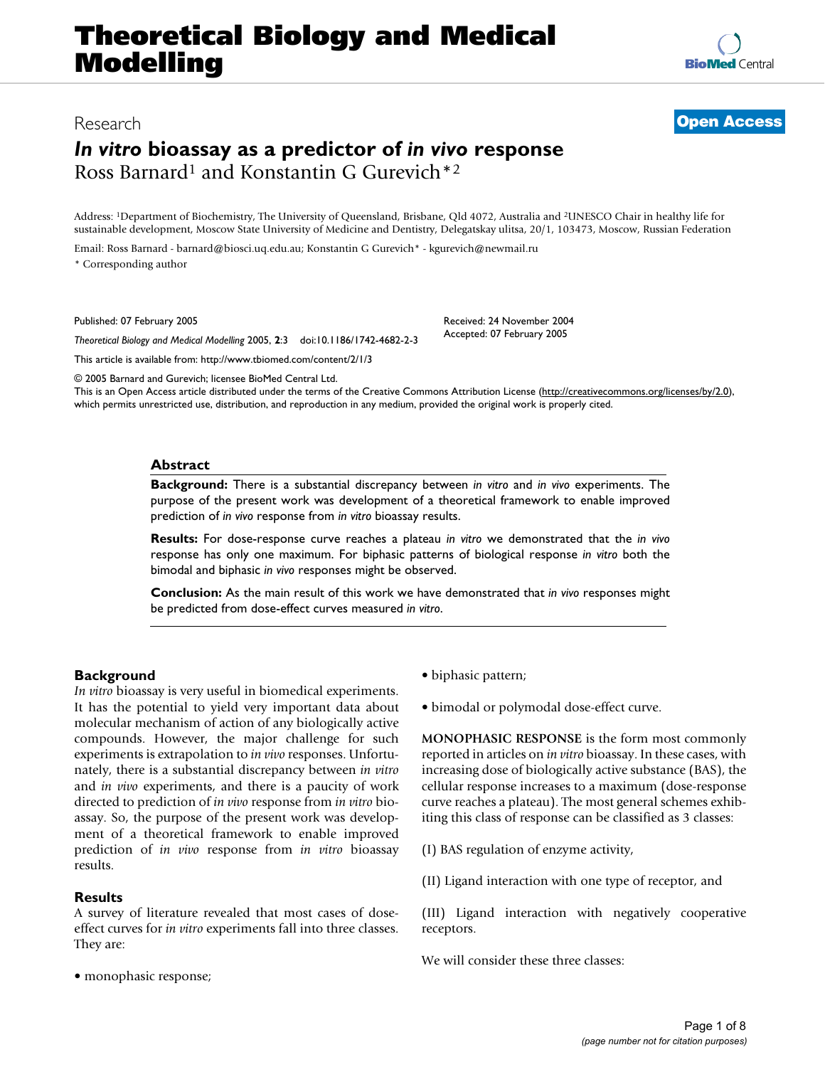Research

Open Access

# *In vitro* bioassay as a predictor of *in vivo* response

Ross Barnard[1] and Konstantin G Gurevich*[2]

Address: [1]Department of Biochemistry, The University of Queensland, Brisbane, Qld 4072, Australia and [2]UNESCO Chair in healthy life for sustainable development, Moscow State University of Medicine and Dentistry, Delegatskay ulitsa, 20/1, 103473, Moscow, Russian Federation

Email: Ross Barnard - barnard@biosci.uq.edu.au; Konstantin G Gurevich* - kgurevich@newmail.ru

\* Corresponding author

Published: 07 February 2005

*Theoretical Biology and Medical Modelling* 2005, **2**:3 doi:10.1186/1742-4682-2-3

Received: 24 November 2004
Accepted: 07 February 2005

This article is available from: http://www.tbiomed.com/content/2/1/3

© 2005 Barnard and Gurevich; licensee BioMed Central Ltd.
This is an Open Access article distributed under the terms of the Creative Commons Attribution License (http://creativecommons.org/licenses/by/2.0), which permits unrestricted use, distribution, and reproduction in any medium, provided the original work is properly cited.

## Abstract

**Background:** There is a substantial discrepancy between *in vitro* and *in vivo* experiments. The purpose of the present work was development of a theoretical framework to enable improved prediction of *in vivo* response from *in vitro* bioassay results.

**Results:** For dose-response curve reaches a plateau *in vitro* we demonstrated that the *in vivo* response has only one maximum. For biphasic patterns of biological response *in vitro* both the bimodal and biphasic *in vivo* responses might be observed.

**Conclusion:** As the main result of this work we have demonstrated that *in vivo* responses might be predicted from dose-effect curves measured *in vitro*.

## Background

*In vitro* bioassay is very useful in biomedical experiments. It has the potential to yield very important data about molecular mechanism of action of any biologically active compounds. However, the major challenge for such experiments is extrapolation to *in vivo* responses. Unfortunately, there is a substantial discrepancy between *in vitro* and *in vivo* experiments, and there is a paucity of work directed to prediction of *in vivo* response from *in vitro* bioassay. So, the purpose of the present work was development of a theoretical framework to enable improved prediction of *in vivo* response from *in vitro* bioassay results.

## Results

A survey of literature revealed that most cases of dose-effect curves for *in vitro* experiments fall into three classes. They are:

- monophasic response;
- biphasic pattern;
- bimodal or polymodal dose-effect curve.

**MONOPHASIC RESPONSE** is the form most commonly reported in articles on *in vitro* bioassay. In these cases, with increasing dose of biologically active substance (BAS), the cellular response increases to a maximum (dose-response curve reaches a plateau). The most general schemes exhibiting this class of response can be classified as 3 classes:

(I) BAS regulation of enzyme activity,

(II) Ligand interaction with one type of receptor, and

(III) Ligand interaction with negatively cooperative receptors.

We will consider these three classes: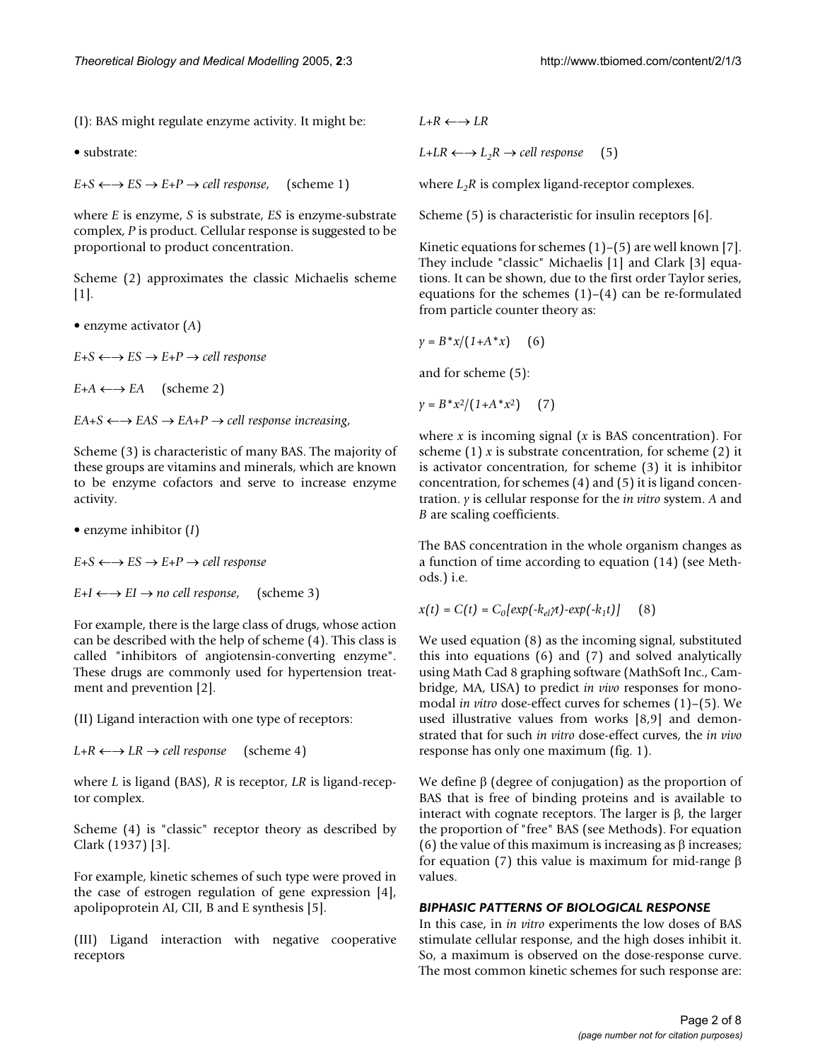(I): BAS might regulate enzyme activity. It might be:

• substrate:

$E+S \longleftrightarrow ES \rightarrow E+P \rightarrow$ *cell response*, (scheme 1)

where $E$ is enzyme, $S$ is substrate, $ES$ is enzyme-substrate complex, $P$ is product. Cellular response is suggested to be proportional to product concentration.

Scheme (2) approximates the classic Michaelis scheme [1].

• enzyme activator ($A$)

$E+S \longleftrightarrow ES \rightarrow E+P \rightarrow$ *cell response*

$E+A \longleftrightarrow EA$ (scheme 2)

$EA+S \longleftrightarrow EAS \rightarrow EA+P \rightarrow$ *cell response increasing*,

Scheme (3) is characteristic of many BAS. The majority of these groups are vitamins and minerals, which are known to be enzyme cofactors and serve to increase enzyme activity.

• enzyme inhibitor ($I$)

$E+S \longleftrightarrow ES \rightarrow E+P \rightarrow$ *cell response*

$E+I \longleftrightarrow EI \rightarrow$ *no cell response*, (scheme 3)

For example, there is the large class of drugs, whose action can be described with the help of scheme (4). This class is called "inhibitors of angiotensin-converting enzyme". These drugs are commonly used for hypertension treatment and prevention [2].

(II) Ligand interaction with one type of receptors:

$L+R \longleftrightarrow LR \rightarrow$ *cell response* (scheme 4)

where $L$ is ligand (BAS), $R$ is receptor, $LR$ is ligand-receptor complex.

Scheme (4) is "classic" receptor theory as described by Clark (1937) [3].

For example, kinetic schemes of such type were proved in the case of estrogen regulation of gene expression [4], apolipoprotein AI, CII, B and E synthesis [5].

(III) Ligand interaction with negative cooperative receptors

$L+R \longleftrightarrow LR$

$L+LR \longleftrightarrow L_2R \rightarrow$ *cell response* (5)

where $L_2R$ is complex ligand-receptor complexes.

Scheme (5) is characteristic for insulin receptors [6].

Kinetic equations for schemes (1)–(5) are well known [7]. They include "classic" Michaelis [1] and Clark [3] equations. It can be shown, due to the first order Taylor series, equations for the schemes (1)–(4) can be re-formulated from particle counter theory as:

$$y = B*x/(1+A*x) \quad (6)$$

and for scheme (5):

$$y = B*x^2/(1+A*x^2) \quad (7)$$

where $x$ is incoming signal ($x$ is BAS concentration). For scheme (1) $x$ is substrate concentration, for scheme (2) it is activator concentration, for scheme (3) it is inhibitor concentration, for schemes (4) and (5) it is ligand concentration. $y$ is cellular response for the *in vitro* system. $A$ and $B$ are scaling coefficients.

The BAS concentration in the whole organism changes as a function of time according to equation (14) (see Methods.) i.e.

$$x(t) = C(t) = C_0[exp(-k_{el}\gamma t)-exp(-k_1 t)] \quad (8)$$

We used equation (8) as the incoming signal, substituted this into equations (6) and (7) and solved analytically using Math Cad 8 graphing software (MathSoft Inc., Cambridge, MA, USA) to predict *in vivo* responses for monomodal *in vitro* dose-effect curves for schemes (1)–(5). We used illustrative values from works [8,9] and demonstrated that for such *in vitro* dose-effect curves, the *in vivo* response has only one maximum (fig. 1).

We define β (degree of conjugation) as the proportion of BAS that is free of binding proteins and is available to interact with cognate receptors. The larger is β, the larger the proportion of "free" BAS (see Methods). For equation (6) the value of this maximum is increasing as β increases; for equation (7) this value is maximum for mid-range β values.

### *BIPHASIC PATTERNS OF BIOLOGICAL RESPONSE*

In this case, in *in vitro* experiments the low doses of BAS stimulate cellular response, and the high doses inhibit it. So, a maximum is observed on the dose-response curve. The most common kinetic schemes for such response are: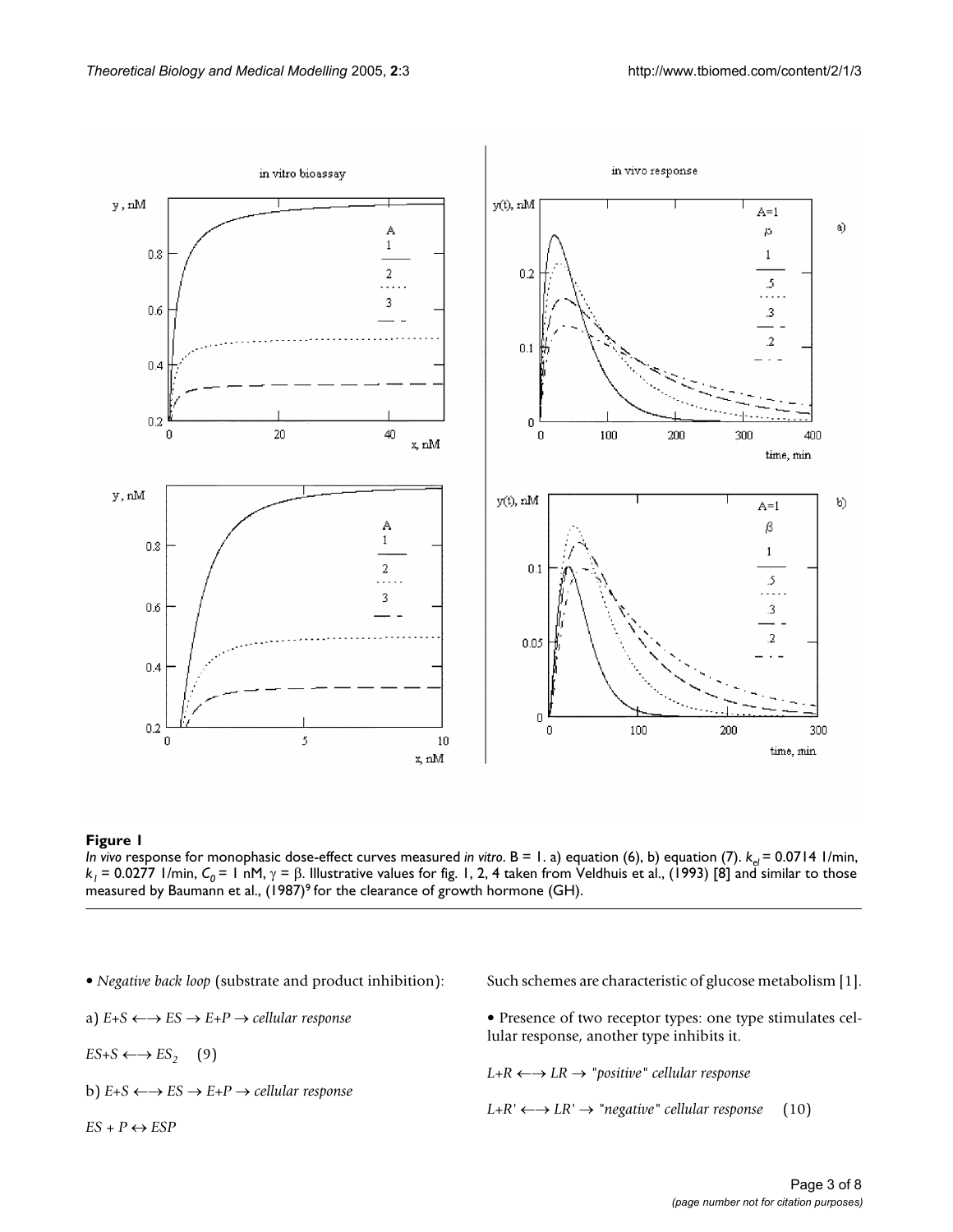**Figure 1**

*In vivo* response for monophasic dose-effect curves measured *in vitro*. B = 1. a) equation (6), b) equation (7). $k_{el}$ = 0.0714 1/min, $k_l$ = 0.0277 1/min, $C_0$ = 1 nM, $\gamma = \beta$. Illustrative values for fig. 1, 2, 4 taken from Veldhuis et al., (1993) [8] and similar to those measured by Baumann et al., (1987)[9] for the clearance of growth hormone (GH).

- *Negative back loop* (substrate and product inhibition):

a) $E+S \longleftrightarrow ES \rightarrow E+P \rightarrow$ *cellular response*

$ES+S \longleftrightarrow ES_2$ (9)

b) $E+S \longleftrightarrow ES \rightarrow E+P \rightarrow$ *cellular response*

$ES + P \leftrightarrow ESP$

Such schemes are characteristic of glucose metabolism [1].

- Presence of two receptor types: one type stimulates cellular response, another type inhibits it.

$L+R \longleftrightarrow LR \rightarrow$ *"positive" cellular response*

$L+R' \longleftrightarrow LR' \rightarrow$ *"negative" cellular response* (10)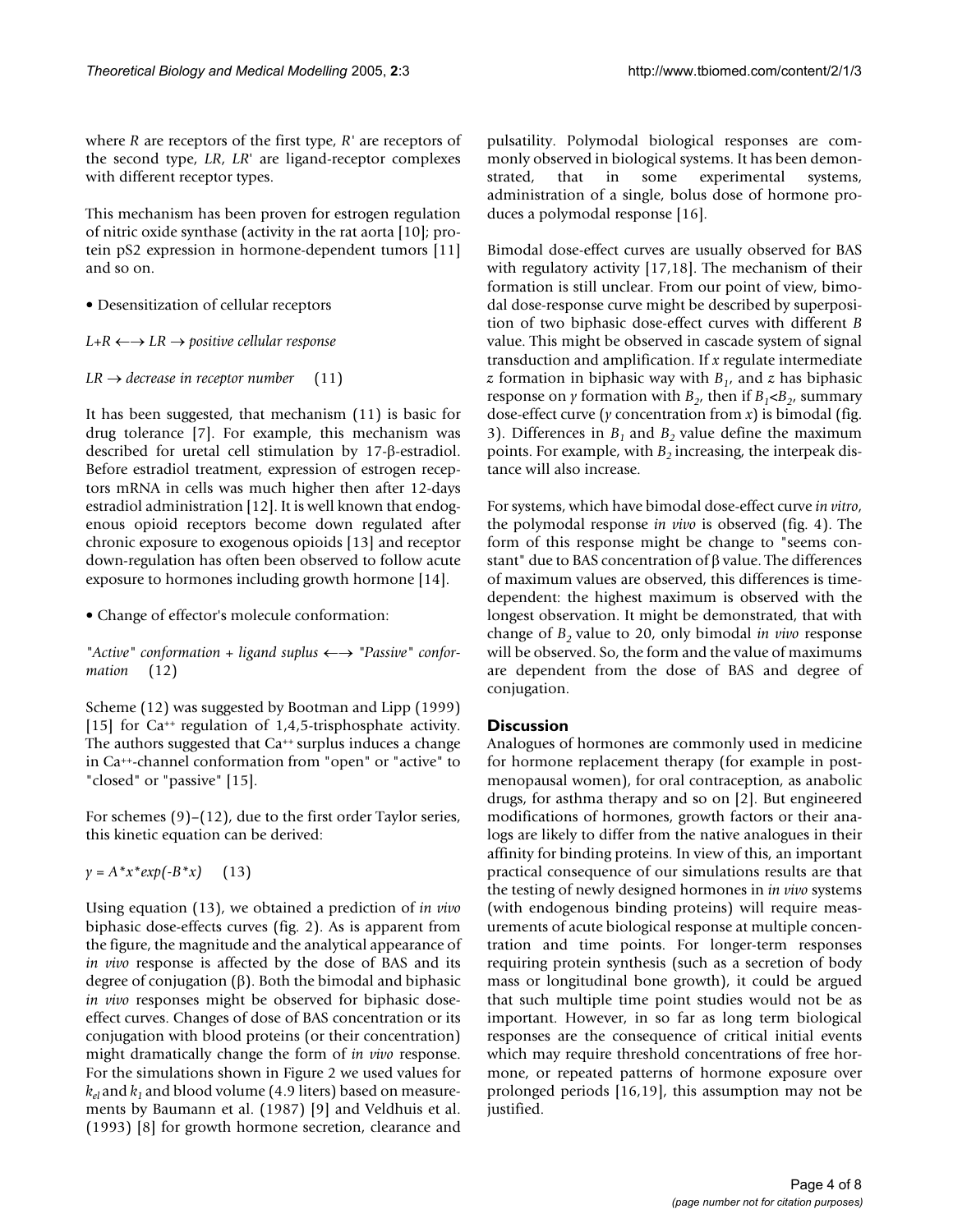where $R$ are receptors of the first type, $R'$ are receptors of the second type, $LR$, $LR'$ are ligand-receptor complexes with different receptor types.

This mechanism has been proven for estrogen regulation of nitric oxide synthase (activity in the rat aorta [10]; protein pS2 expression in hormone-dependent tumors [11] and so on.

- Desensitization of cellular receptors

*L+R ←→ LR → positive cellular response*

*LR → decrease in receptor number* (11)

It has been suggested, that mechanism (11) is basic for drug tolerance [7]. For example, this mechanism was described for uretal cell stimulation by 17-β-estradiol. Before estradiol treatment, expression of estrogen receptors mRNA in cells was much higher then after 12-days estradiol administration [12]. It is well known that endogenous opioid receptors become down regulated after chronic exposure to exogenous opioids [13] and receptor down-regulation has often been observed to follow acute exposure to hormones including growth hormone [14].

- Change of effector's molecule conformation:

*"Active" conformation + ligand suplus ←→ "Passive" conformation* (12)

Scheme (12) was suggested by Bootman and Lipp (1999) [15] for $Ca^{++}$ regulation of 1,4,5-trisphosphate activity. The authors suggested that $Ca^{++}$ surplus induces a change in $Ca^{++}$-channel conformation from "open" or "active" to "closed" or "passive" [15].

For schemes (9)–(12), due to the first order Taylor series, this kinetic equation can be derived:

$$y = A*x*exp(-B*x) \quad (13)$$

Using equation (13), we obtained a prediction of *in vivo* biphasic dose-effects curves (fig. 2). As is apparent from the figure, the magnitude and the analytical appearance of *in vivo* response is affected by the dose of BAS and its degree of conjugation (β). Both the bimodal and biphasic *in vivo* responses might be observed for biphasic dose-effect curves. Changes of dose of BAS concentration or its conjugation with blood proteins (or their concentration) might dramatically change the form of *in vivo* response. For the simulations shown in Figure 2 we used values for $k_{el}$ and $k_1$ and blood volume (4.9 liters) based on measurements by Baumann et al. (1987) [9] and Veldhuis et al. (1993) [8] for growth hormone secretion, clearance and pulsatility. Polymodal biological responses are commonly observed in biological systems. It has been demonstrated, that in some experimental systems, administration of a single, bolus dose of hormone produces a polymodal response [16].

Bimodal dose-effect curves are usually observed for BAS with regulatory activity [17,18]. The mechanism of their formation is still unclear. From our point of view, bimodal dose-response curve might be described by superposition of two biphasic dose-effect curves with different $B$ value. This might be observed in cascade system of signal transduction and amplification. If $x$ regulate intermediate $z$ formation in biphasic way with $B_1$, and $z$ has biphasic response on $y$ formation with $B_2$, then if $B_1 < B_2$, summary dose-effect curve ($y$ concentration from $x$) is bimodal (fig. 3). Differences in $B_1$ and $B_2$ value define the maximum points. For example, with $B_2$ increasing, the interpeak distance will also increase.

For systems, which have bimodal dose-effect curve *in vitro*, the polymodal response *in vivo* is observed (fig. 4). The form of this response might be change to "seems constant" due to BAS concentration of β value. The differences of maximum values are observed, this differences is time-dependent: the highest maximum is observed with the longest observation. It might be demonstrated, that with change of $B_2$ value to 20, only bimodal *in vivo* response will be observed. So, the form and the value of maximums are dependent from the dose of BAS and degree of conjugation.

## Discussion

Analogues of hormones are commonly used in medicine for hormone replacement therapy (for example in post-menopausal women), for oral contraception, as anabolic drugs, for asthma therapy and so on [2]. But engineered modifications of hormones, growth factors or their analogs are likely to differ from the native analogues in their affinity for binding proteins. In view of this, an important practical consequence of our simulations results are that the testing of newly designed hormones in *in vivo* systems (with endogenous binding proteins) will require measurements of acute biological response at multiple concentration and time points. For longer-term responses requiring protein synthesis (such as a secretion of body mass or longitudinal bone growth), it could be argued that such multiple time point studies would not be as important. However, in so far as long term biological responses are the consequence of critical initial events which may require threshold concentrations of free hormone, or repeated patterns of hormone exposure over prolonged periods [16,19], this assumption may not be justified.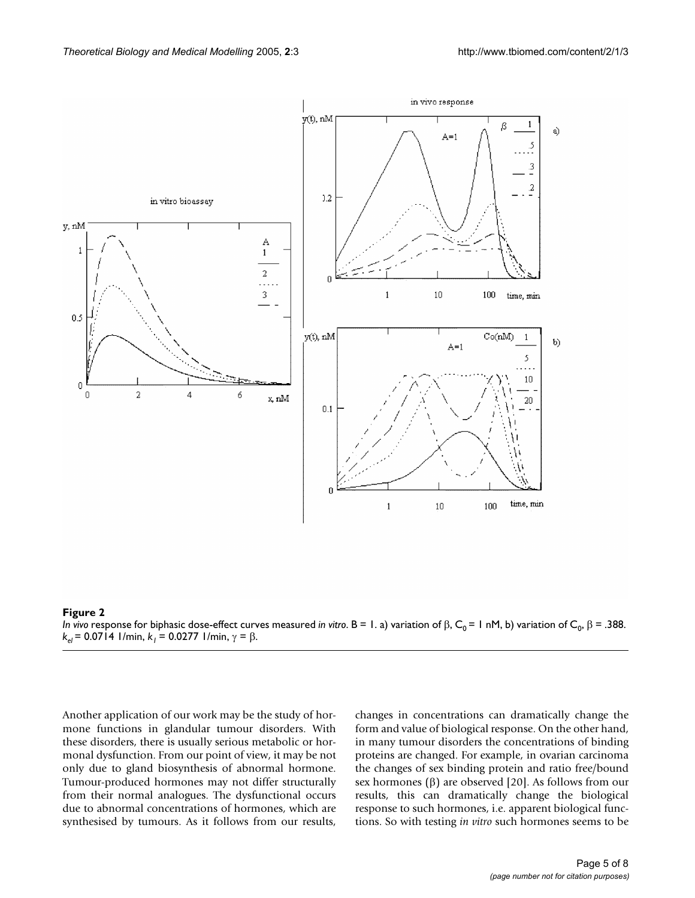**Figure 2**

*In vivo* response for biphasic dose-effect curves measured *in vitro*. B = 1. a) variation of β, $C_0$ = 1 nM, b) variation of $C_0$, β = .388. $k_{el}$ = 0.0714 1/min, $k_l$ = 0.0277 1/min, γ = β.

Another application of our work may be the study of hormone functions in glandular tumour disorders. With these disorders, there is usually serious metabolic or hormonal dysfunction. From our point of view, it may be not only due to gland biosynthesis of abnormal hormone. Tumour-produced hormones may not differ structurally from their normal analogues. The dysfunctional occurs due to abnormal concentrations of hormones, which are synthesised by tumours. As it follows from our results, changes in concentrations can dramatically change the form and value of biological response. On the other hand, in many tumour disorders the concentrations of binding proteins are changed. For example, in ovarian carcinoma the changes of sex binding protein and ratio free/bound sex hormones (β) are observed [20]. As follows from our results, this can dramatically change the biological response to such hormones, i.e. apparent biological functions. So with testing *in vitro* such hormones seems to be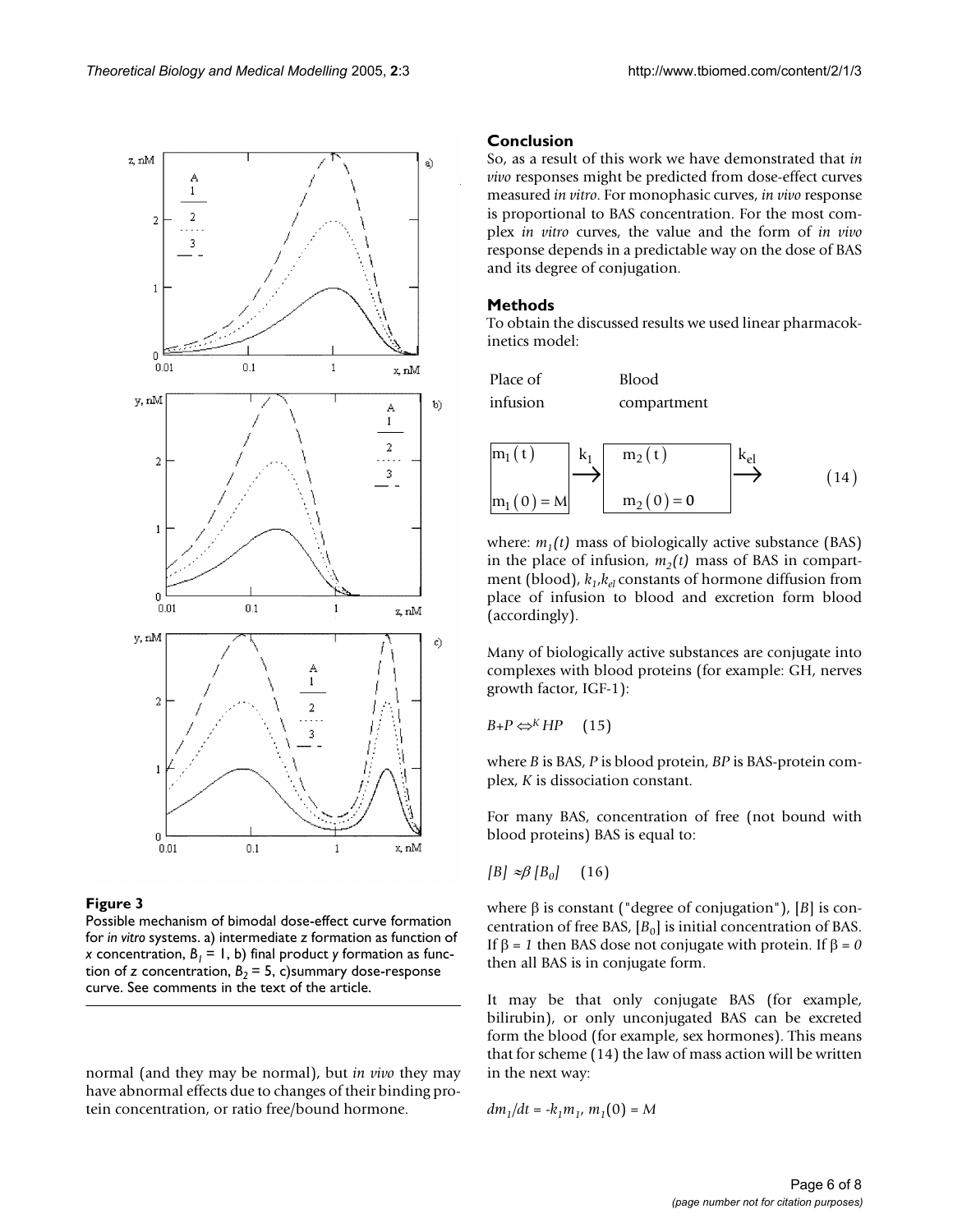**Figure 3**

Possible mechanism of bimodal dose-effect curve formation for *in vitro* systems. a) intermediate *z* formation as function of *x* concentration, $B_1 = 1$, b) final product *y* formation as function of *z* concentration, $B_2 = 5$, c)summary dose-response curve. See comments in the text of the article.

normal (and they may be normal), but *in vivo* they may have abnormal effects due to changes of their binding protein concentration, or ratio free/bound hormone.

## Conclusion

So, as a result of this work we have demonstrated that *in vivo* responses might be predicted from dose-effect curves measured *in vitro*. For monophasic curves, *in vivo* response is proportional to BAS concentration. For the most complex *in vitro* curves, the value and the form of *in vivo* response depends in a predictable way on the dose of BAS and its degree of conjugation.

## Methods

To obtain the discussed results we used linear pharmacokinetics model:

| Place of infusion | | Blood compartment | |
|---|---|---|---|
| $m_1(t)$ <br> $m_1(0) = M$ | $\xrightarrow{k_1}$ | $m_2(t)$ <br> $m_2(0) = 0$ | $\xrightarrow{k_{el}}$ |

(14)

where: $m_1(t)$ mass of biologically active substance (BAS) in the place of infusion, $m_2(t)$ mass of BAS in compartment (blood), $k_1, k_{el}$ constants of hormone diffusion from place of infusion to blood and excretion form blood (accordingly).

Many of biologically active substances are conjugate into complexes with blood proteins (for example: GH, nerves growth factor, IGF-1):

$$B + P \overset{K}{\Leftrightarrow} HP \quad (15)$$

where *B* is BAS, *P* is blood protein, *BP* is BAS-protein complex, *K* is dissociation constant.

For many BAS, concentration of free (not bound with blood proteins) BAS is equal to:

$$[B] \approx \beta [B_0] \quad (16)$$

where β is constant ("degree of conjugation"), $[B]$ is concentration of free BAS, $[B_0]$ is initial concentration of BAS. If $\beta = 1$ then BAS dose not conjugate with protein. If $\beta = 0$ then all BAS is in conjugate form.

It may be that only conjugate BAS (for example, bilirubin), or only unconjugated BAS can be excreted form the blood (for example, sex hormones). This means that for scheme (14) the law of mass action will be written in the next way:

$$dm_1/dt = -k_1 m_1, \; m_1(0) = M$$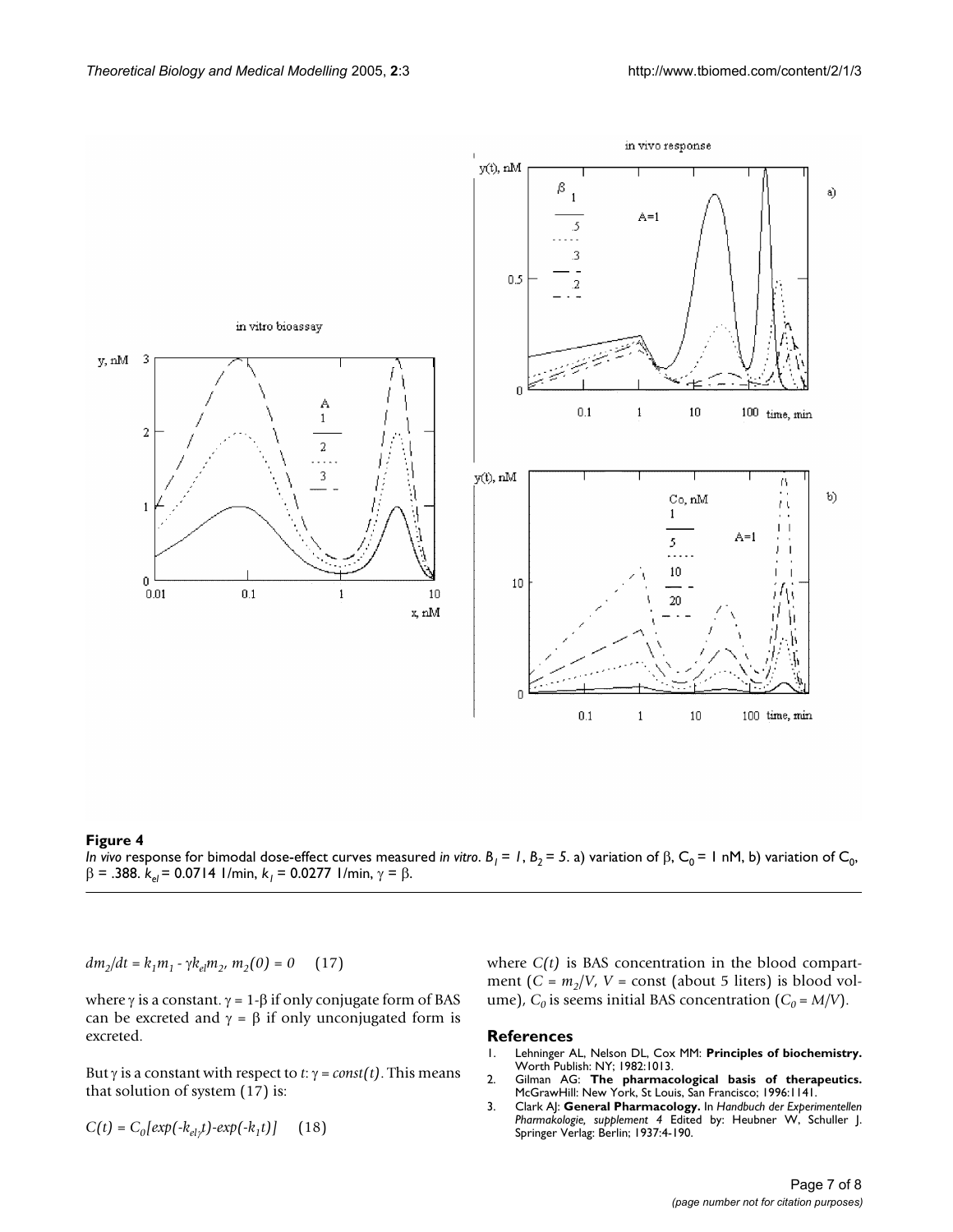**Figure 4**

*In vivo* response for bimodal dose-effect curves measured *in vitro*. $B_1 = 1$, $B_2 = 5$. a) variation of β, $C_0$ = 1 nM, b) variation of $C_0$, β = .388. $k_{el}$ = 0.0714 1/min, $k_1$ = 0.0277 1/min, γ = β.

$$dm_2/dt = k_1 m_1 - \gamma k_{el} m_2,\ m_2(0) = 0 \quad (17)$$

where γ is a constant. γ = 1-β if only conjugate form of BAS can be excreted and γ = β if only unconjugated form is excreted.

But γ is a constant with respect to *t*: γ = *const(t)*. This means that solution of system (17) is:

$$C(t) = C_0[exp(-k_{el\gamma}t)-exp(-k_1 t)] \quad (18)$$

where *C(t)* is BAS concentration in the blood compartment ($C = m_2/V$, $V$ = const (about 5 liters) is blood volume), $C_0$ is seems initial BAS concentration ($C_0 = M/V$).

## References

1. Lehninger AL, Nelson DL, Cox MM: **Principles of biochemistry.** Worth Publish: NY; 1982:1013.
2. Gilman AG: **The pharmacological basis of therapeutics.** McGrawHill: New York, St Louis, San Francisco; 1996:1141.
3. Clark AJ: **General Pharmacology.** In *Handbuch der Experimentellen Pharmakologie, supplement 4* Edited by: Heubner W, Schuller J. Springer Verlag: Berlin; 1937:4-190.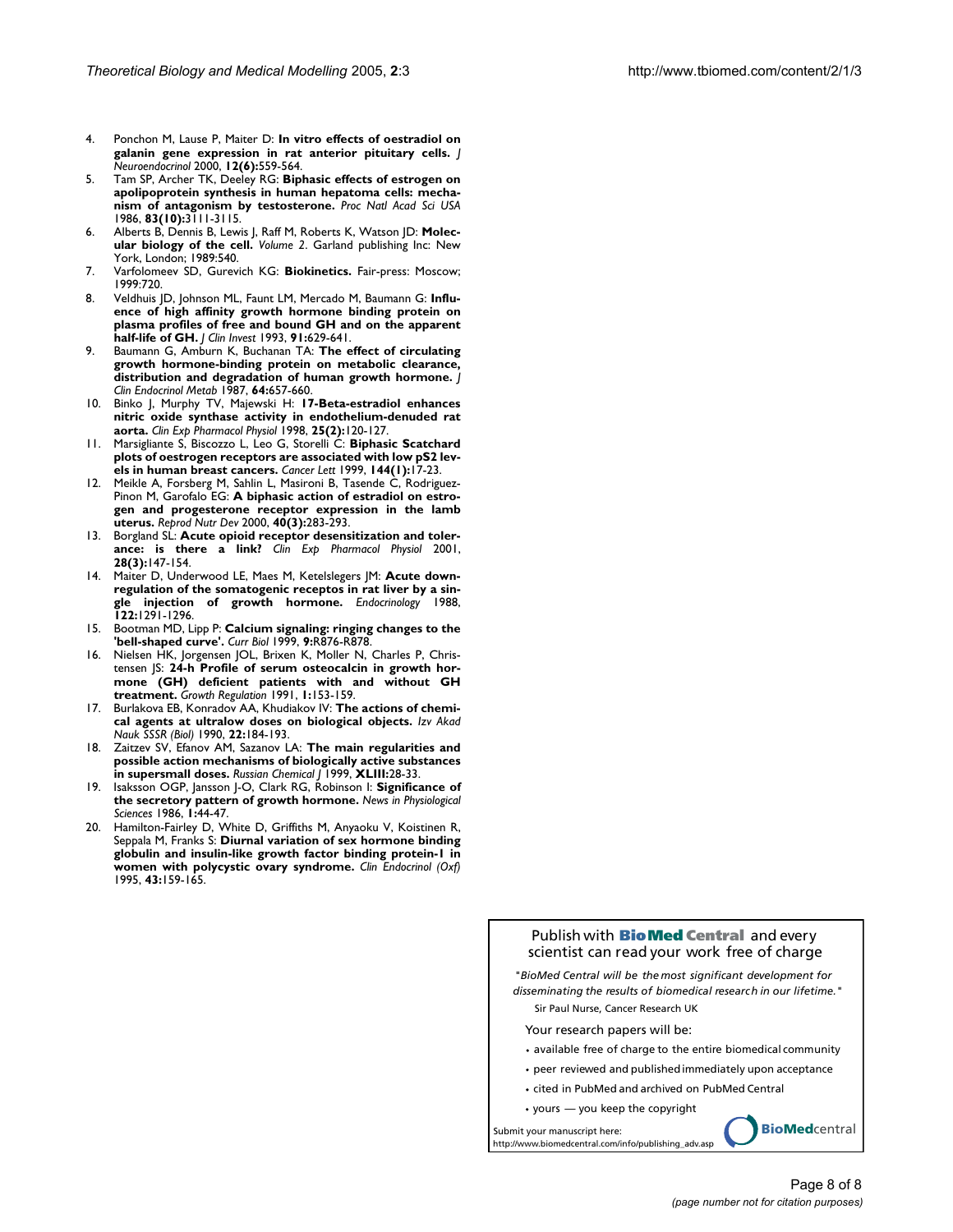4. Ponchon M, Lause P, Maiter D: **In vitro effects of oestradiol on galanin gene expression in rat anterior pituitary cells.** *J Neuroendocrinol* 2000, **12(6):**559-564.
5. Tam SP, Archer TK, Deeley RG: **Biphasic effects of estrogen on apolipoprotein synthesis in human hepatoma cells: mechanism of antagonism by testosterone.** *Proc Natl Acad Sci USA* 1986, **83(10):**3111-3115.
6. Alberts B, Dennis B, Lewis J, Raff M, Roberts K, Watson JD: **Molecular biology of the cell.** *Volume 2*. Garland publishing Inc: New York, London; 1989:540.
7. Varfolomeev SD, Gurevich KG: **Biokinetics.** Fair-press: Moscow; 1999:720.
8. Veldhuis JD, Johnson ML, Faunt LM, Mercado M, Baumann G: **Influence of high affinity growth hormone binding protein on plasma profiles of free and bound GH and on the apparent half-life of GH.** *J Clin Invest* 1993, **91:**629-641.
9. Baumann G, Amburn K, Buchanan TA: **The effect of circulating growth hormone-binding protein on metabolic clearance, distribution and degradation of human growth hormone.** *J Clin Endocrinol Metab* 1987, **64:**657-660.
10. Binko J, Murphy TV, Majewski H: **17-Beta-estradiol enhances nitric oxide synthase activity in endothelium-denuded rat aorta.** *Clin Exp Pharmacol Physiol* 1998, **25(2):**120-127.
11. Marsigliante S, Biscozzo L, Leo G, Storelli C: **Biphasic Scatchard plots of oestrogen receptors are associated with low pS2 levels in human breast cancers.** *Cancer Lett* 1999, **144(1):**17-23.
12. Meikle A, Forsberg M, Sahlin L, Masironi B, Tasende C, Rodriguez-Pinon M, Garofalo EG: **A biphasic action of estradiol on estrogen and progesterone receptor expression in the lamb uterus.** *Reprod Nutr Dev* 2000, **40(3):**283-293.
13. Borgland SL: **Acute opioid receptor desensitization and tolerance: is there a link?** *Clin Exp Pharmacol Physiol* 2001, **28(3):**147-154.
14. Maiter D, Underwood LE, Maes M, Ketelslegers JM: **Acute down-regulation of the somatogenic receptos in rat liver by a single injection of growth hormone.** *Endocrinology* 1988, **122:**1291-1296.
15. Bootman MD, Lipp P: **Calcium signaling: ringing changes to the 'bell-shaped curve'.** *Curr Biol* 1999, **9:**R876-R878.
16. Nielsen HK, Jorgensen JOL, Brixen K, Moller N, Charles P, Christensen JS: **24-h Profile of serum osteocalcin in growth hormone (GH) deficient patients with and without GH treatment.** *Growth Regulation* 1991, **1:**153-159.
17. Burlakova EB, Konradov AA, Khudiakov IV: **The actions of chemical agents at ultralow doses on biological objects.** *Izv Akad Nauk SSSR (Biol)* 1990, **22:**184-193.
18. Zaitzev SV, Efanov AM, Sazanov LA: **The main regularities and possible action mechanisms of biologically active substances in supersmall doses.** *Russian Chemical J* 1999, **XLIII:**28-33.
19. Isaksson OGP, Jansson J-O, Clark RG, Robinson I: **Significance of the secretory pattern of growth hormone.** *News in Physiological Sciences* 1986, **1:**44-47.
20. Hamilton-Fairley D, White D, Griffiths M, Anyaoku V, Koistinen R, Seppala M, Franks S: **Diurnal variation of sex hormone binding globulin and insulin-like growth factor binding protein-1 in women with polycystic ovary syndrome.** *Clin Endocrinol (Oxf)* 1995, **43:**159-165.

Publish with **BioMed Central** and every scientist can read your work free of charge

*"BioMed Central will be the most significant development for disseminating the results of biomedical research in our lifetime."*

Sir Paul Nurse, Cancer Research UK

Your research papers will be:

- available free of charge to the entire biomedical community
- peer reviewed and published immediately upon acceptance
- cited in PubMed and archived on PubMed Central
- yours — you keep the copyright

Submit your manuscript here:
http://www.biomedcentral.com/info/publishing_adv.asp

**BioMed**central